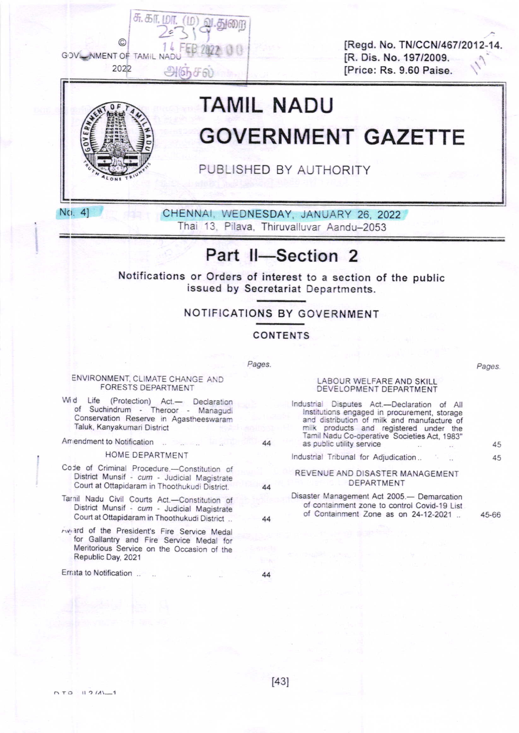© GOVERNMENT OF TAMIL NADU 2022

[Regd. No. TN/CCN/467/2012-14.
[R. Dis. No. 197/2009.
[Price: Rs. 9.60 Paise.

# TAMIL NADU GOVERNMENT GAZETTE

PUBLISHED BY AUTHORITY

No. 4] CHENNAI, WEDNESDAY, JANUARY 26, 2022
Thai 13, Pilava, Thiruvalluvar Aandu–2053

## Part II—Section 2

Notifications or Orders of interest to a section of the public issued by Secretariat Departments.

### NOTIFICATIONS BY GOVERNMENT

#### CONTENTS

| | Pages. |
|---|---|
| **ENVIRONMENT, CLIMATE CHANGE AND FORESTS DEPARTMENT** | |
| Wild Life (Protection) Act.— Declaration of Suchindrum - Theroor - Managudi Conservation Reserve in Agastheeswaram Taluk, Kanyakumari District | |
| Amendment to Notification .. .. .. .. | 44 |
| **HOME DEPARTMENT** | |
| Code of Criminal Procedure.—Constitution of District Munsif - *cum* - Judicial Magistrate Court at Ottapidaram in Thoothukudi District. | 44 |
| Tamil Nadu Civil Courts Act.—Constitution of District Munsif - *cum* - Judicial Magistrate Court at Ottapidaram in Thoothukudi District .. | 44 |
| Award of the President's Fire Service Medal for Gallantry and Fire Service Medal for Meritorious Service on the Occasion of the Republic Day, 2021 | |
| Errata to Notification .. .. .. .. | 44 |
| **LABOUR WELFARE AND SKILL DEVELOPMENT DEPARTMENT** | |
| Industrial Disputes Act.—Declaration of All Institutions engaged in procurement, storage and distribution of milk and manufacture of milk products and registered under the Tamil Nadu Co-operative Societies Act, 1983" as public utility service .. .. | 45 |
| Industrial Tribunal for Adjudication .. .. | 45 |
| **REVENUE AND DISASTER MANAGEMENT DEPARTMENT** | |
| Disaster Management Act 2005.— Demarcation of containment zone to control Covid-19 List of Containment Zone as on 24-12-2021 .. | 45-66 |

[43]

DTP—II-2 (4)—1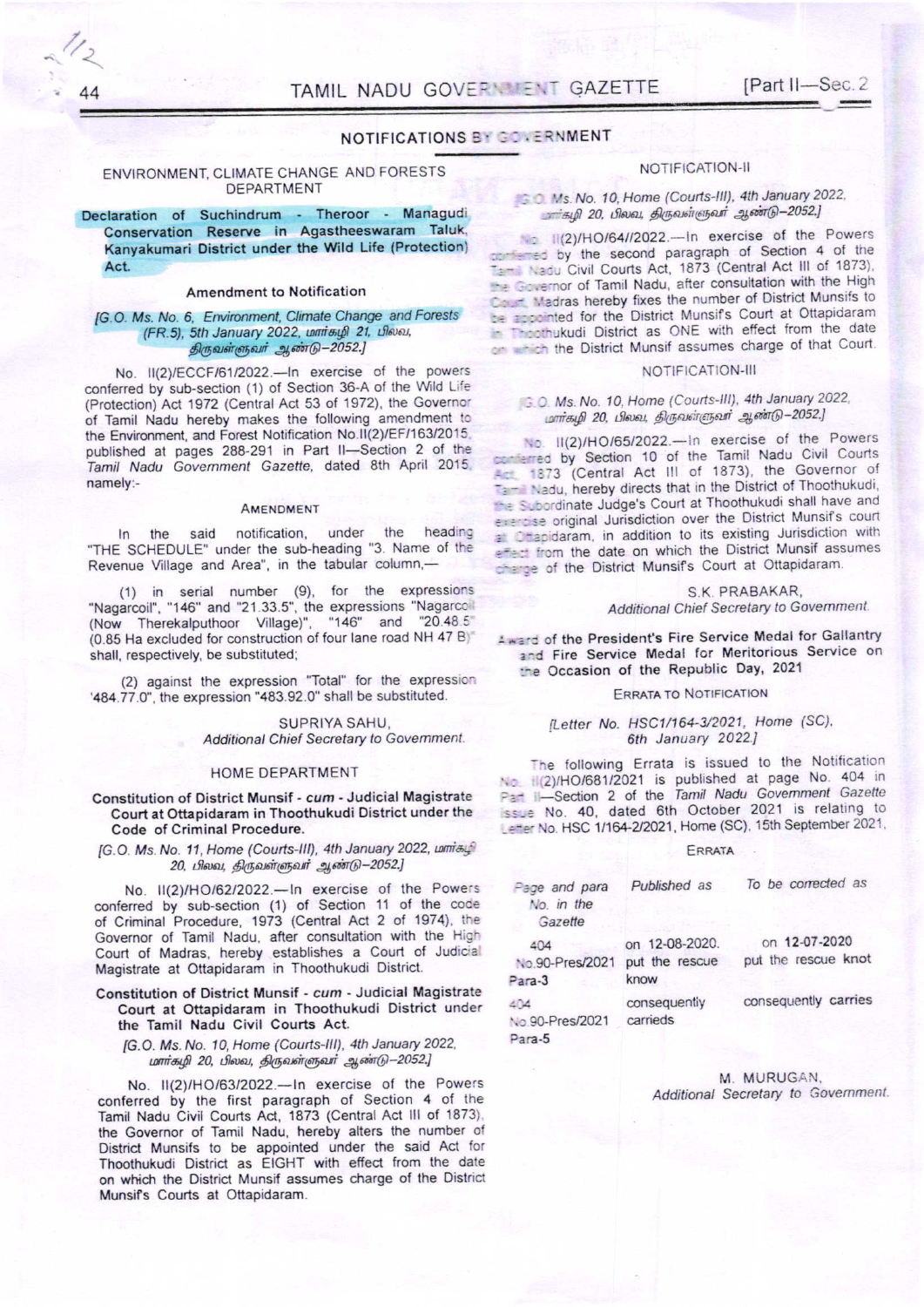## NOTIFICATIONS BY GOVERNMENT

### ENVIRONMENT, CLIMATE CHANGE AND FORESTS DEPARTMENT

**Declaration of Suchindrum - Theroor - Managudi Conservation Reserve in Agastheeswaram Taluk, Kanyakumari District under the Wild Life (Protection) Act.**

**Amendment to Notification**

*[G.O. Ms. No. 6, Environment, Climate Change and Forests (FR.5), 5th January 2022, மார்கழி 21, பிலவ, திருவள்ளுவர் ஆண்டு–2052.]*

No. II(2)/ECCF/61/2022.—In exercise of the powers conferred by sub-section (1) of Section 36-A of the Wild Life (Protection) Act 1972 (Central Act 53 of 1972), the Governor of Tamil Nadu hereby makes the following amendment to the Environment, and Forest Notification No.II(2)/EF/163/2015, published at pages 288-291 in Part II—Section 2 of the *Tamil Nadu Government Gazette*, dated 8th April 2015, namely:-

AMENDMENT

In the said notification, under the heading "THE SCHEDULE" under the sub-heading "3. Name of the Revenue Village and Area", in the tabular column,—

(1) in serial number (9), for the expressions "Nagarcoil", "146" and "21.33.5", the expressions "Nagarcoil (Now Therekalputhoor Village)", "146" and "20.48.5" (0.85 Ha excluded for construction of four lane road NH 47 B)" shall, respectively, be substituted;

(2) against the expression "Total" for the expression '484.77.0", the expression "483.92.0" shall be substituted.

SUPRIYA SAHU,
*Additional Chief Secretary to Government.*

### HOME DEPARTMENT

**Constitution of District Munsif - *cum* - Judicial Magistrate Court at Ottapidaram in Thoothukudi District under the Code of Criminal Procedure.**

*[G.O. Ms. No. 11, Home (Courts-III), 4th January 2022, மார்கழி 20, பிலவ, திருவள்ளுவர் ஆண்டு–2052.]*

No. II(2)/HO/62/2022.—In exercise of the Powers conferred by sub-section (1) of Section 11 of the code of Criminal Procedure, 1973 (Central Act 2 of 1974), the Governor of Tamil Nadu, after consultation with the High Court of Madras, hereby establishes a Court of Judicial Magistrate at Ottapidaram in Thoothukudi District.

**Constitution of District Munsif - *cum* - Judicial Magistrate Court at Ottapidaram in Thoothukudi District under the Tamil Nadu Civil Courts Act.**

*[G.O. Ms. No. 10, Home (Courts-III), 4th January 2022, மார்கழி 20, பிலவ, திருவள்ளுவர் ஆண்டு–2052.]*

No. II(2)/HO/63/2022.—In exercise of the Powers conferred by the first paragraph of Section 4 of the Tamil Nadu Civil Courts Act, 1873 (Central Act III of 1873), the Governor of Tamil Nadu, hereby alters the number of District Munsifs to be appointed under the said Act for Thoothukudi District as EIGHT with effect from the date on which the District Munsif assumes charge of the District Munsif's Courts at Ottapidaram.

NOTIFICATION-II

*[G.O. Ms. No. 10, Home (Courts-III), 4th January 2022, மார்கழி 20, பிலவ, திருவள்ளுவர் ஆண்டு–2052.]*

No. II(2)/HO/64//2022.—In exercise of the Powers conferred by the second paragraph of Section 4 of the Tamil Nadu Civil Courts Act, 1873 (Central Act III of 1873), the Governor of Tamil Nadu, after consultation with the High Court, Madras hereby fixes the number of District Munsifs to be appointed for the District Munsif's Court at Ottapidaram in Thoothukudi District as ONE with effect from the date on which the District Munsif assumes charge of that Court.

NOTIFICATION-III

*[G.O. Ms. No. 10, Home (Courts-III), 4th January 2022, மார்கழி 20, பிலவ, திருவள்ளுவர் ஆண்டு–2052.]*

No. II(2)/HO/65/2022.—In exercise of the Powers conferred by Section 10 of the Tamil Nadu Civil Courts Act, 1873 (Central Act III of 1873), the Governor of Tamil Nadu, hereby directs that in the District of Thoothukudi, the Subordinate Judge's Court at Thoothukudi shall have and exercise original Jurisdiction over the District Munsif's court at Ottapidaram, in addition to its existing Jurisdiction with effect from the date on which the District Munsif assumes charge of the District Munsif's Court at Ottapidaram.

S.K. PRABAKAR,
*Additional Chief Secretary to Government.*

**Award of the President's Fire Service Medal for Gallantry and Fire Service Medal for Meritorious Service on the Occasion of the Republic Day, 2021**

ERRATA TO NOTIFICATION

*[Letter No. HSC1/164-3/2021, Home (SC), 6th January 2022.]*

The following Errata is issued to the Notification No. II(2)/HO/681/2021 is published at page No. 404 in Part II—Section 2 of the *Tamil Nadu Government Gazette* issue No. 40, dated 6th October 2021 is relating to Letter No. HSC 1/164-2/2021, Home (SC), 15th September 2021.

ERRATA

| *Page and para No. in the Gazette* | *Published as* | *To be corrected as* |
|---|---|---|
| 404 No.90-Pres/2021 Para-3 | on 12-08-2020. put the rescue know | on 12-07-2020 put the rescue knot |
| 404 No.90-Pres/2021 Para-5 | consequently carrieds | consequently carries |

M. MURUGAN,
*Additional Secretary to Government.*